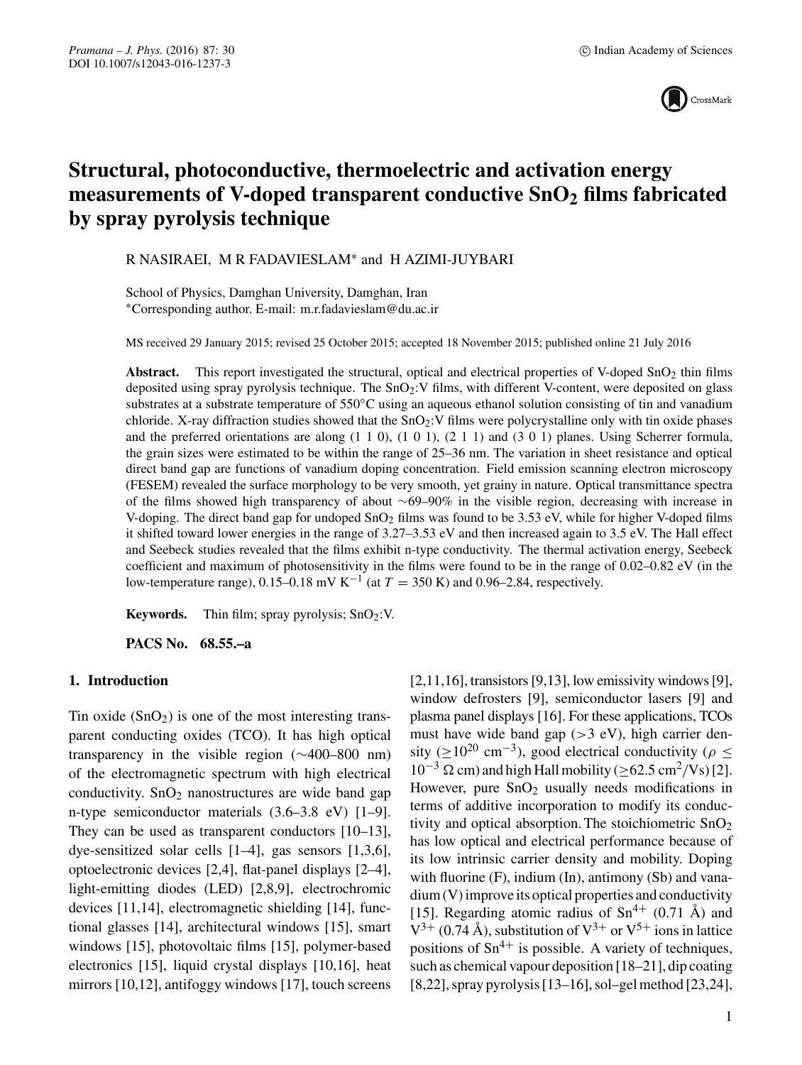# Structural, photoconductive, thermoelectric and activation energy measurements of V-doped transparent conductive $SnO_2$ films fabricated by spray pyrolysis technique

R NASIRAEI, M R FADAVIESLAM* and H AZIMI-JUYBARI

School of Physics, Damghan University, Damghan, Iran
*Corresponding author. E-mail: m.r.fadavieslam@du.ac.ir

MS received 29 January 2015; revised 25 October 2015; accepted 18 November 2015; published online 21 July 2016

**Abstract.** This report investigated the structural, optical and electrical properties of V-doped $SnO_2$ thin films deposited using spray pyrolysis technique. The $SnO_2$:V films, with different V-content, were deposited on glass substrates at a substrate temperature of 550°C using an aqueous ethanol solution consisting of tin and vanadium chloride. X-ray diffraction studies showed that the $SnO_2$:V films were polycrystalline only with tin oxide phases and the preferred orientations are along (1 1 0), (1 0 1), (2 1 1) and (3 0 1) planes. Using Scherrer formula, the grain sizes were estimated to be within the range of 25–36 nm. The variation in sheet resistance and optical direct band gap are functions of vanadium doping concentration. Field emission scanning electron microscopy (FESEM) revealed the surface morphology to be very smooth, yet grainy in nature. Optical transmittance spectra of the films showed high transparency of about ~69–90% in the visible region, decreasing with increase in V-doping. The direct band gap for undoped $SnO_2$ films was found to be 3.53 eV, while for higher V-doped films it shifted toward lower energies in the range of 3.27–3.53 eV and then increased again to 3.5 eV. The Hall effect and Seebeck studies revealed that the films exhibit n-type conductivity. The thermal activation energy, Seebeck coefficient and maximum of photosensitivity in the films were found to be in the range of 0.02–0.82 eV (in the low-temperature range), 0.15–0.18 mV $K^{-1}$ (at $T = 350$ K) and 0.96–2.84, respectively.

**Keywords.** Thin film; spray pyrolysis; $SnO_2$:V.

**PACS No.** 68.55.–a

## 1. Introduction

Tin oxide ($SnO_2$) is one of the most interesting transparent conducting oxides (TCO). It has high optical transparency in the visible region (~400–800 nm) of the electromagnetic spectrum with high electrical conductivity. $SnO_2$ nanostructures are wide band gap n-type semiconductor materials (3.6–3.8 eV) [1–9]. They can be used as transparent conductors [10–13], dye-sensitized solar cells [1–4], gas sensors [1,3,6], optoelectronic devices [2,4], flat-panel displays [2–4], light-emitting diodes (LED) [2,8,9], electrochromic devices [11,14], electromagnetic shielding [14], functional glasses [14], architectural windows [15], smart windows [15], photovoltaic films [15], polymer-based electronics [15], liquid crystal displays [10,16], heat mirrors [10,12], antifoggy windows [17], touch screens [2,11,16], transistors [9,13], low emissivity windows [9], window defrosters [9], semiconductor lasers [9] and plasma panel displays [16]. For these applications, TCOs must have wide band gap (>3 eV), high carrier density ($\geq 10^{20}$ $cm^{-3}$), good electrical conductivity ($\rho \leq 10^{-3}$ $\Omega$ cm) and high Hall mobility ($\geq 62.5$ $cm^2/Vs$) [2]. However, pure $SnO_2$ usually needs modifications in terms of additive incorporation to modify its conductivity and optical absorption. The stoichiometric $SnO_2$ has low optical and electrical performance because of its low intrinsic carrier density and mobility. Doping with fluorine (F), indium (In), antimony (Sb) and vanadium (V) improve its optical properties and conductivity [15]. Regarding atomic radius of $Sn^{4+}$ (0.71 Å) and $V^{3+}$ (0.74 Å), substitution of $V^{3+}$ or $V^{5+}$ ions in lattice positions of $Sn^{4+}$ is possible. A variety of techniques, such as chemical vapour deposition [18–21], dip coating [8,22], spray pyrolysis [13–16], sol–gel method [23,24],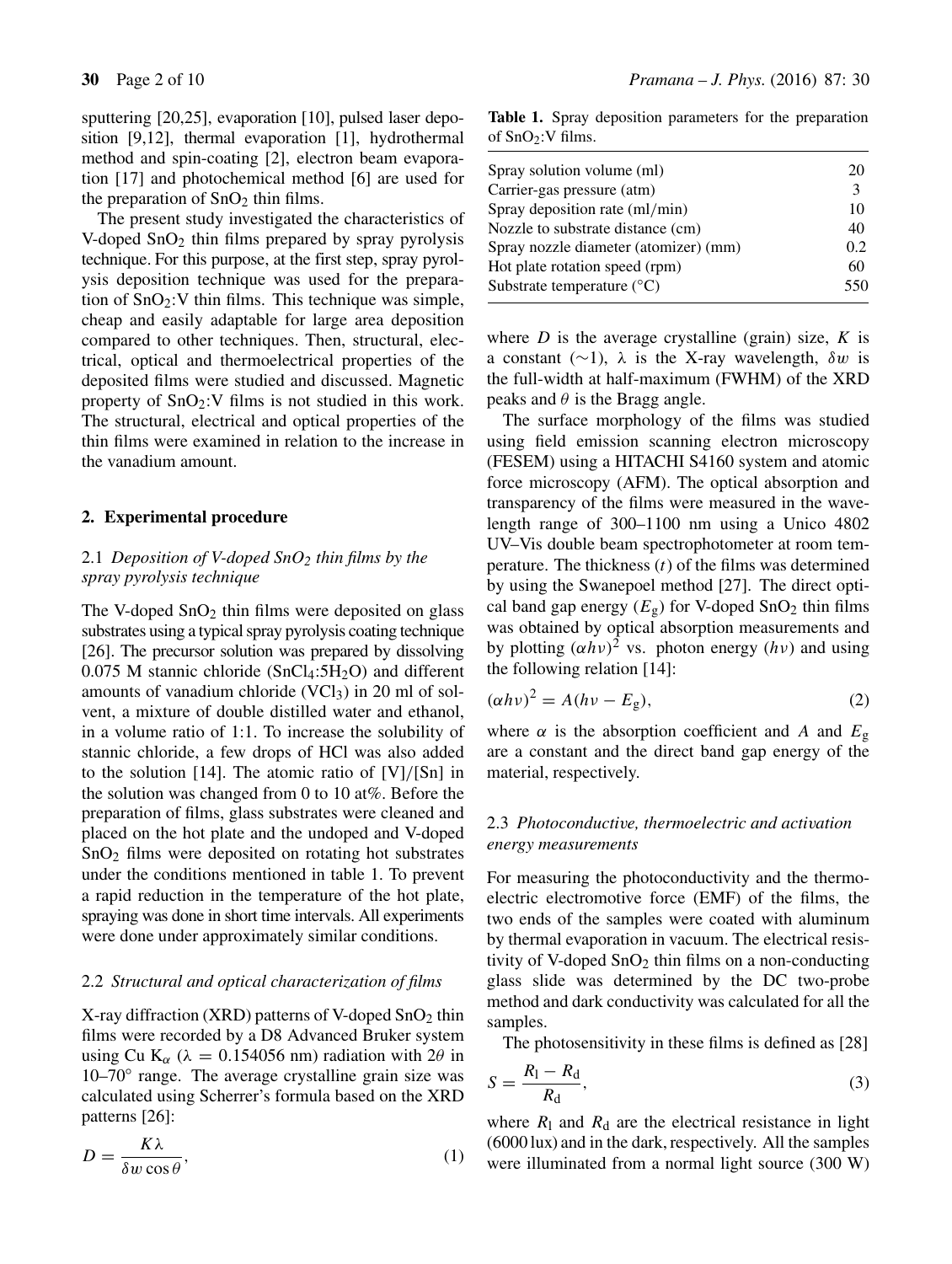sputtering [20,25], evaporation [10], pulsed laser deposition [9,12], thermal evaporation [1], hydrothermal method and spin-coating [2], electron beam evaporation [17] and photochemical method [6] are used for the preparation of $SnO_2$ thin films.

The present study investigated the characteristics of V-doped $SnO_2$ thin films prepared by spray pyrolysis technique. For this purpose, at the first step, spray pyrolysis deposition technique was used for the preparation of $SnO_2$:V thin films. This technique was simple, cheap and easily adaptable for large area deposition compared to other techniques. Then, structural, electrical, optical and thermoelectrical properties of the deposited films were studied and discussed. Magnetic property of $SnO_2$:V films is not studied in this work. The structural, electrical and optical properties of the thin films were examined in relation to the increase in the vanadium amount.

## 2. Experimental procedure

### 2.1 *Deposition of V-doped $SnO_2$ thin films by the spray pyrolysis technique*

The V-doped $SnO_2$ thin films were deposited on glass substrates using a typical spray pyrolysis coating technique [26]. The precursor solution was prepared by dissolving 0.075 M stannic chloride ($SnCl_4$:$5H_2O$) and different amounts of vanadium chloride ($VCl_3$) in 20 ml of solvent, a mixture of double distilled water and ethanol, in a volume ratio of 1:1. To increase the solubility of stannic chloride, a few drops of HCl was also added to the solution [14]. The atomic ratio of [V]/[Sn] in the solution was changed from 0 to 10 at%. Before the preparation of films, glass substrates were cleaned and placed on the hot plate and the undoped and V-doped $SnO_2$ films were deposited on rotating hot substrates under the conditions mentioned in table 1. To prevent a rapid reduction in the temperature of the hot plate, spraying was done in short time intervals. All experiments were done under approximately similar conditions.

**Table 1.** Spray deposition parameters for the preparation of $SnO_2$:V films.

| Parameter | Value |
|---|---|
| Spray solution volume (ml) | 20 |
| Carrier-gas pressure (atm) | 3 |
| Spray deposition rate (ml/min) | 10 |
| Nozzle to substrate distance (cm) | 40 |
| Spray nozzle diameter (atomizer) (mm) | 0.2 |
| Hot plate rotation speed (rpm) | 60 |
| Substrate temperature (°C) | 550 |

### 2.2 *Structural and optical characterization of films*

X-ray diffraction (XRD) patterns of V-doped $SnO_2$ thin films were recorded by a D8 Advanced Bruker system using Cu $K_\alpha$ ($\lambda = 0.154056$ nm) radiation with $2\theta$ in 10–70° range. The average crystalline grain size was calculated using Scherrer's formula based on the XRD patterns [26]:

$$D = \frac{K\lambda}{\delta w \cos\theta}, \tag{1}$$

where $D$ is the average crystalline (grain) size, $K$ is a constant ($\sim$1), $\lambda$ is the X-ray wavelength, $\delta w$ is the full-width at half-maximum (FWHM) of the XRD peaks and $\theta$ is the Bragg angle.

The surface morphology of the films was studied using field emission scanning electron microscopy (FESEM) using a HITACHI S4160 system and atomic force microscopy (AFM). The optical absorption and transparency of the films were measured in the wavelength range of 300–1100 nm using a Unico 4802 UV–Vis double beam spectrophotometer at room temperature. The thickness ($t$) of the films was determined by using the Swanepoel method [27]. The direct optical band gap energy ($E_g$) for V-doped $SnO_2$ thin films was obtained by optical absorption measurements and by plotting $(\alpha h\nu)^2$ vs. photon energy ($h\nu$) and using the following relation [14]:

$$(\alpha h\nu)^2 = A(h\nu - E_g), \tag{2}$$

where $\alpha$ is the absorption coefficient and $A$ and $E_g$ are a constant and the direct band gap energy of the material, respectively.

### 2.3 *Photoconductive, thermoelectric and activation energy measurements*

For measuring the photoconductivity and the thermoelectric electromotive force (EMF) of the films, the two ends of the samples were coated with aluminum by thermal evaporation in vacuum. The electrical resistivity of V-doped $SnO_2$ thin films on a non-conducting glass slide was determined by the DC two-probe method and dark conductivity was calculated for all the samples.

The photosensitivity in these films is defined as [28]

$$S = \frac{R_l - R_d}{R_d}, \tag{3}$$

where $R_l$ and $R_d$ are the electrical resistance in light (6000 lux) and in the dark, respectively. All the samples were illuminated from a normal light source (300 W)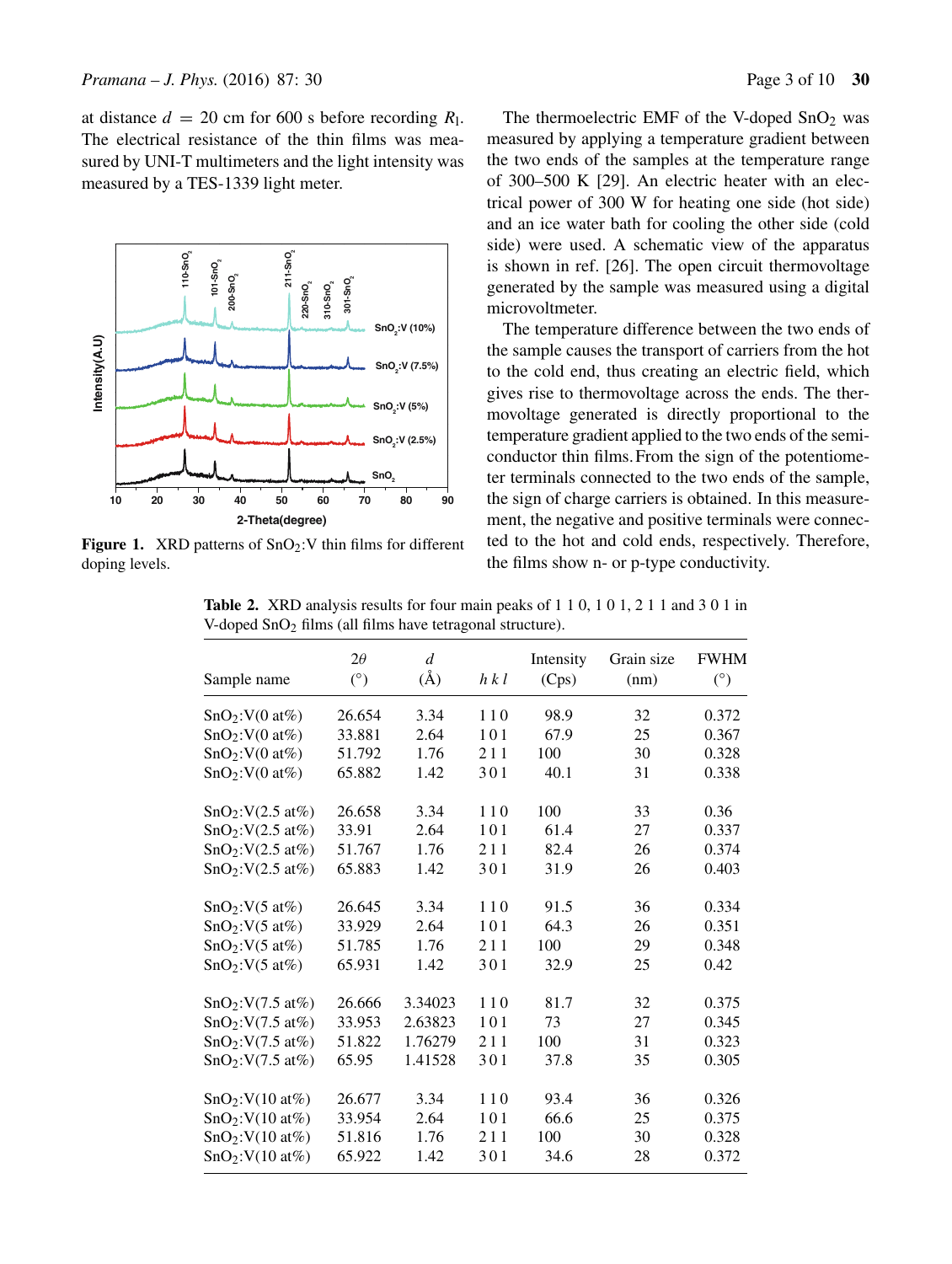at distance $d = 20$ cm for 600 s before recording $R_l$. The electrical resistance of the thin films was measured by UNI-T multimeters and the light intensity was measured by a TES-1339 light meter.

**Figure 1.** XRD patterns of $SnO_2$:V thin films for different doping levels.

The thermoelectric EMF of the V-doped $SnO_2$ was measured by applying a temperature gradient between the two ends of the samples at the temperature range of 300–500 K [29]. An electric heater with an electrical power of 300 W for heating one side (hot side) and an ice water bath for cooling the other side (cold side) were used. A schematic view of the apparatus is shown in ref. [26]. The open circuit thermovoltage generated by the sample was measured using a digital microvoltmeter.

The temperature difference between the two ends of the sample causes the transport of carriers from the hot to the cold end, thus creating an electric field, which gives rise to thermovoltage across the ends. The thermovoltage generated is directly proportional to the temperature gradient applied to the two ends of the semiconductor thin films. From the sign of the potentiometer terminals connected to the two ends of the sample, the sign of charge carriers is obtained. In this measurement, the negative and positive terminals were connected to the hot and cold ends, respectively. Therefore, the films show n- or p-type conductivity.

**Table 2.** XRD analysis results for four main peaks of 1 1 0, 1 0 1, 2 1 1 and 3 0 1 in V-doped $SnO_2$ films (all films have tetragonal structure).

| Sample name | $2\theta$ (°) | $d$ (Å) | $h\,k\,l$ | Intensity (Cps) | Grain size (nm) | FWHM (°) |
|---|---|---|---|---|---|---|
| $SnO_2$:V(0 at%) | 26.654 | 3.34 | 1 1 0 | 98.9 | 32 | 0.372 |
| $SnO_2$:V(0 at%) | 33.881 | 2.64 | 1 0 1 | 67.9 | 25 | 0.367 |
| $SnO_2$:V(0 at%) | 51.792 | 1.76 | 2 1 1 | 100 | 30 | 0.328 |
| $SnO_2$:V(0 at%) | 65.882 | 1.42 | 3 0 1 | 40.1 | 31 | 0.338 |
| $SnO_2$:V(2.5 at%) | 26.658 | 3.34 | 1 1 0 | 100 | 33 | 0.36 |
| $SnO_2$:V(2.5 at%) | 33.91 | 2.64 | 1 0 1 | 61.4 | 27 | 0.337 |
| $SnO_2$:V(2.5 at%) | 51.767 | 1.76 | 2 1 1 | 82.4 | 26 | 0.374 |
| $SnO_2$:V(2.5 at%) | 65.883 | 1.42 | 3 0 1 | 31.9 | 26 | 0.403 |
| $SnO_2$:V(5 at%) | 26.645 | 3.34 | 1 1 0 | 91.5 | 36 | 0.334 |
| $SnO_2$:V(5 at%) | 33.929 | 2.64 | 1 0 1 | 64.3 | 26 | 0.351 |
| $SnO_2$:V(5 at%) | 51.785 | 1.76 | 2 1 1 | 100 | 29 | 0.348 |
| $SnO_2$:V(5 at%) | 65.931 | 1.42 | 3 0 1 | 32.9 | 25 | 0.42 |
| $SnO_2$:V(7.5 at%) | 26.666 | 3.34023 | 1 1 0 | 81.7 | 32 | 0.375 |
| $SnO_2$:V(7.5 at%) | 33.953 | 2.63823 | 1 0 1 | 73 | 27 | 0.345 |
| $SnO_2$:V(7.5 at%) | 51.822 | 1.76279 | 2 1 1 | 100 | 31 | 0.323 |
| $SnO_2$:V(7.5 at%) | 65.95 | 1.41528 | 3 0 1 | 37.8 | 35 | 0.305 |
| $SnO_2$:V(10 at%) | 26.677 | 3.34 | 1 1 0 | 93.4 | 36 | 0.326 |
| $SnO_2$:V(10 at%) | 33.954 | 2.64 | 1 0 1 | 66.6 | 25 | 0.375 |
| $SnO_2$:V(10 at%) | 51.816 | 1.76 | 2 1 1 | 100 | 30 | 0.328 |
| $SnO_2$:V(10 at%) | 65.922 | 1.42 | 3 0 1 | 34.6 | 28 | 0.372 |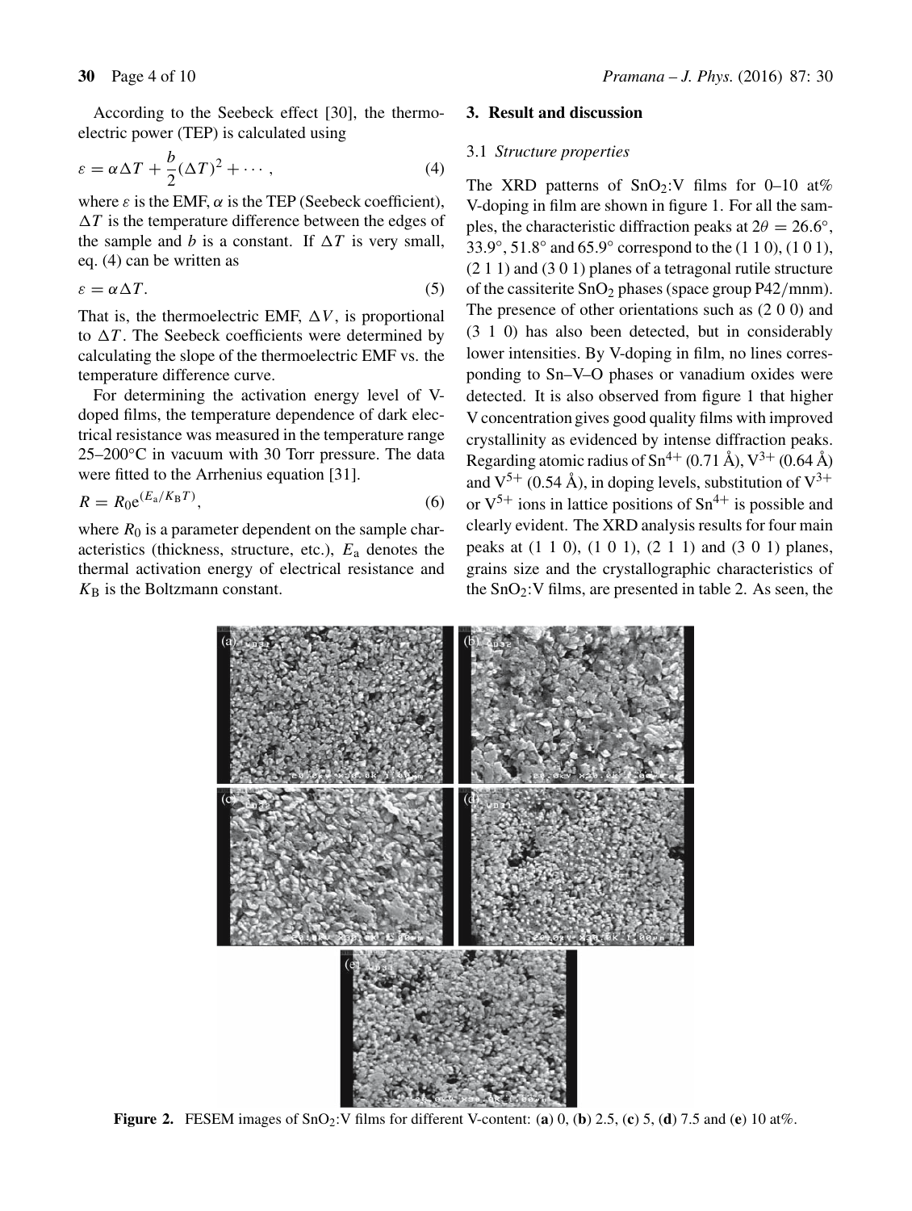According to the Seebeck effect [30], the thermoelectric power (TEP) is calculated using

$$\varepsilon = \alpha \Delta T + \frac{b}{2}(\Delta T)^2 + \cdots, \tag{4}$$

where $\varepsilon$ is the EMF, $\alpha$ is the TEP (Seebeck coefficient), $\Delta T$ is the temperature difference between the edges of the sample and $b$ is a constant. If $\Delta T$ is very small, eq. (4) can be written as

$$\varepsilon = \alpha \Delta T. \tag{5}$$

That is, the thermoelectric EMF, $\Delta V$, is proportional to $\Delta T$. The Seebeck coefficients were determined by calculating the slope of the thermoelectric EMF vs. the temperature difference curve.

For determining the activation energy level of V-doped films, the temperature dependence of dark electrical resistance was measured in the temperature range 25–200°C in vacuum with 30 Torr pressure. The data were fitted to the Arrhenius equation [31].

$$R = R_0 e^{(E_a/K_B T)}, \tag{6}$$

where $R_0$ is a parameter dependent on the sample characteristics (thickness, structure, etc.), $E_a$ denotes the thermal activation energy of electrical resistance and $K_B$ is the Boltzmann constant.

## 3. Result and discussion

### 3.1 *Structure properties*

The XRD patterns of $SnO_2$:V films for 0–10 at% V-doping in film are shown in figure 1. For all the samples, the characteristic diffraction peaks at $2\theta = 26.6°$, 33.9°, 51.8° and 65.9° correspond to the (1 1 0), (1 0 1), (2 1 1) and (3 0 1) planes of a tetragonal rutile structure of the cassiterite $SnO_2$ phases (space group P42/mnm). The presence of other orientations such as (2 0 0) and (3 1 0) has also been detected, but in considerably lower intensities. By V-doping in film, no lines corresponding to Sn–V–O phases or vanadium oxides were detected. It is also observed from figure 1 that higher V concentration gives good quality films with improved crystallinity as evidenced by intense diffraction peaks. Regarding atomic radius of $Sn^{4+}$ (0.71 Å), $V^{3+}$ (0.64 Å) and $V^{5+}$ (0.54 Å), in doping levels, substitution of $V^{3+}$ or $V^{5+}$ ions in lattice positions of $Sn^{4+}$ is possible and clearly evident. The XRD analysis results for four main peaks at (1 1 0), (1 0 1), (2 1 1) and (3 0 1) planes, grains size and the crystallographic characteristics of the $SnO_2$:V films, are presented in table 2. As seen, the

**Figure 2.** FESEM images of $SnO_2$:V films for different V-content: (**a**) 0, (**b**) 2.5, (**c**) 5, (**d**) 7.5 and (**e**) 10 at%.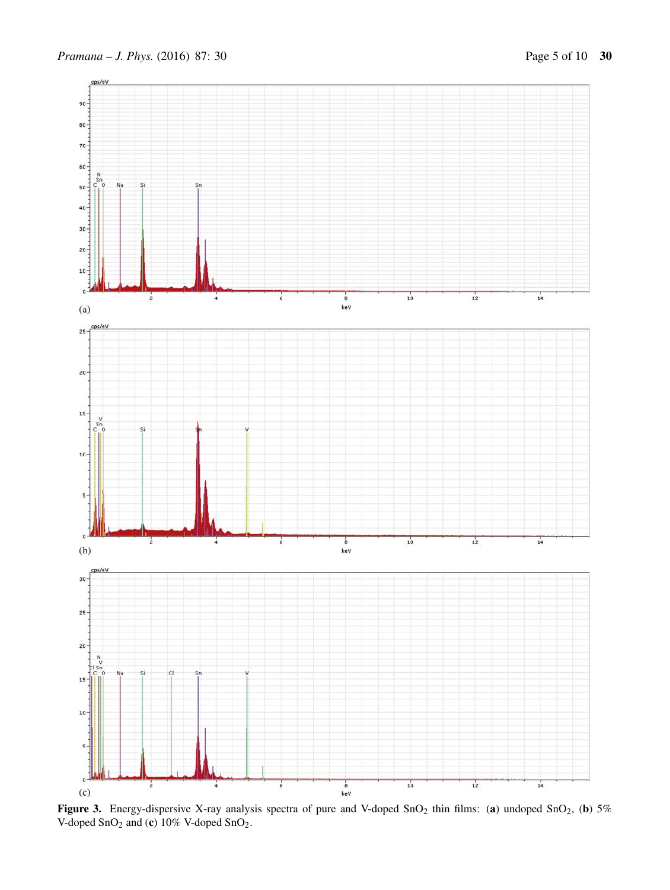**Figure 3.** Energy-dispersive X-ray analysis spectra of pure and V-doped $SnO_2$ thin films: (**a**) undoped $SnO_2$, (**b**) 5% V-doped $SnO_2$ and (**c**) 10% V-doped $SnO_2$.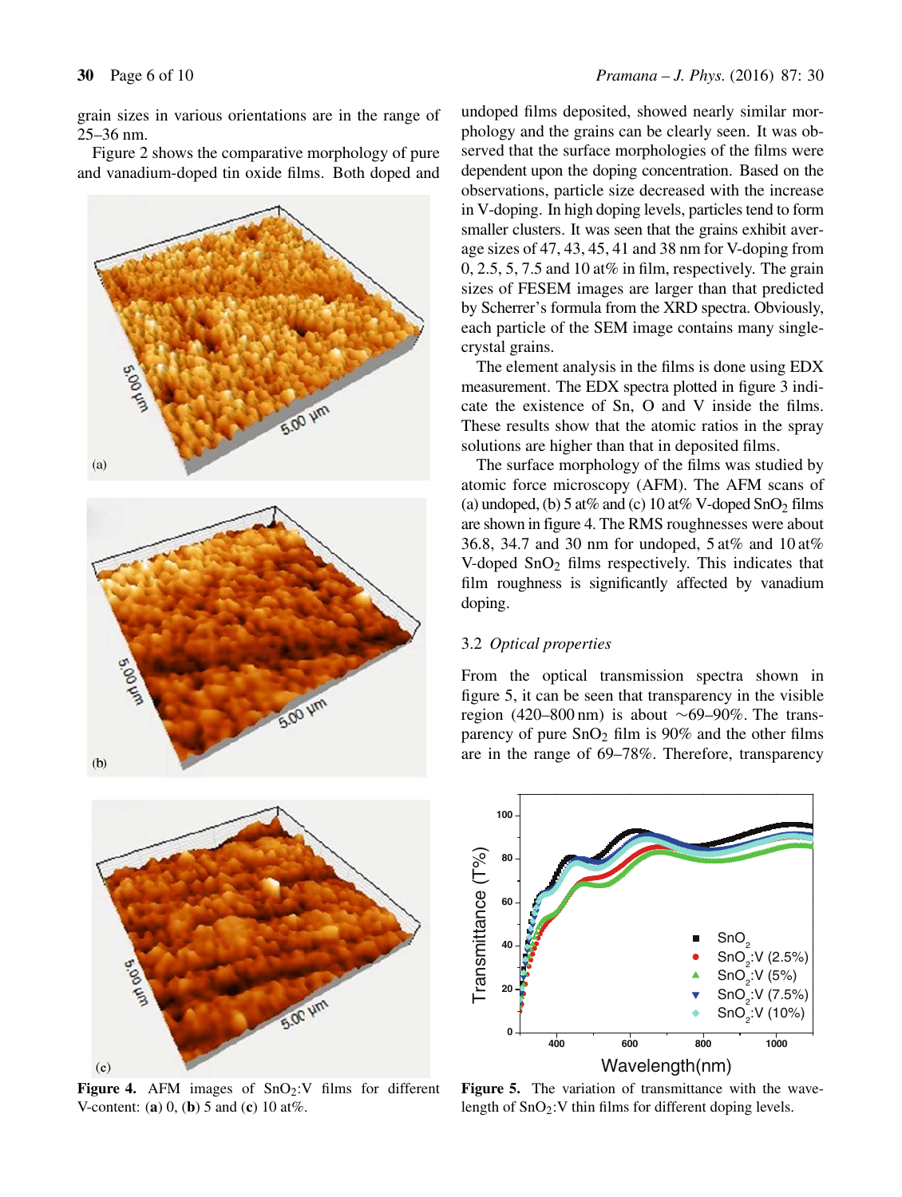grain sizes in various orientations are in the range of 25–36 nm.

Figure 2 shows the comparative morphology of pure and vanadium-doped tin oxide films. Both doped and undoped films deposited, showed nearly similar morphology and the grains can be clearly seen. It was observed that the surface morphologies of the films were dependent upon the doping concentration. Based on the observations, particle size decreased with the increase in V-doping. In high doping levels, particles tend to form smaller clusters. It was seen that the grains exhibit average sizes of 47, 43, 45, 41 and 38 nm for V-doping from 0, 2.5, 5, 7.5 and 10 at% in film, respectively. The grain sizes of FESEM images are larger than that predicted by Scherrer's formula from the XRD spectra. Obviously, each particle of the SEM image contains many single-crystal grains.

The element analysis in the films is done using EDX measurement. The EDX spectra plotted in figure 3 indicate the existence of Sn, O and V inside the films. These results show that the atomic ratios in the spray solutions are higher than that in deposited films.

The surface morphology of the films was studied by atomic force microscopy (AFM). The AFM scans of (a) undoped, (b) 5 at% and (c) 10 at% V-doped $SnO_2$ films are shown in figure 4. The RMS roughnesses were about 36.8, 34.7 and 30 nm for undoped, 5 at% and 10 at% V-doped $SnO_2$ films respectively. This indicates that film roughness is significantly affected by vanadium doping.

**Figure 4.** AFM images of $SnO_2$:V films for different V-content: (**a**) 0, (**b**) 5 and (**c**) 10 at%.

### 3.2 *Optical properties*

From the optical transmission spectra shown in figure 5, it can be seen that transparency in the visible region (420–800 nm) is about ∼69–90%. The transparency of pure $SnO_2$ film is 90% and the other films are in the range of 69–78%. Therefore, transparency

**Figure 5.** The variation of transmittance with the wavelength of $SnO_2$:V thin films for different doping levels.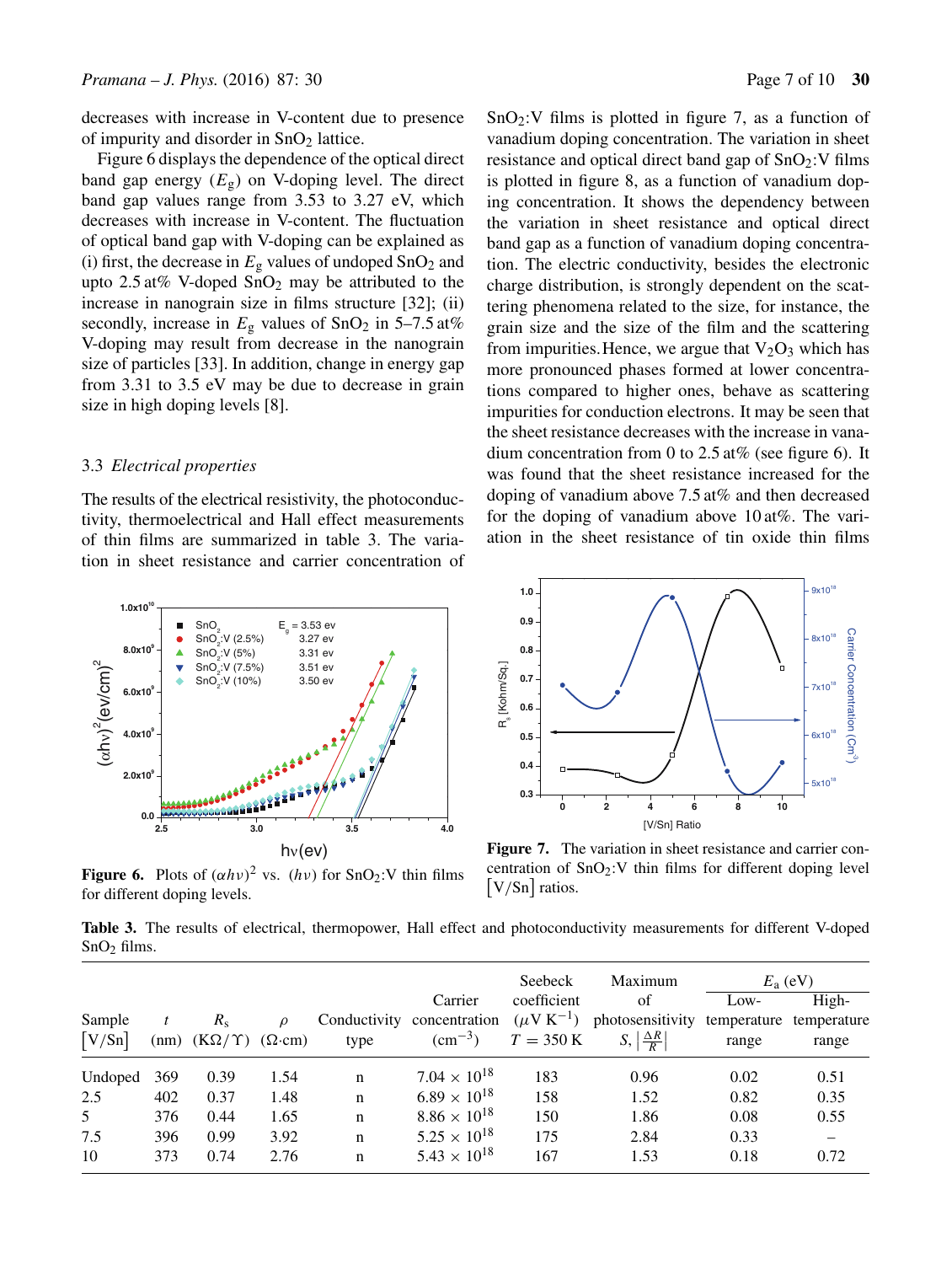decreases with increase in V-content due to presence of impurity and disorder in $SnO_2$ lattice.

Figure 6 displays the dependence of the optical direct band gap energy ($E_g$) on V-doping level. The direct band gap values range from 3.53 to 3.27 eV, which decreases with increase in V-content. The fluctuation of optical band gap with V-doping can be explained as (i) first, the decrease in $E_g$ values of undoped $SnO_2$ and upto 2.5 at% V-doped $SnO_2$ may be attributed to the increase in nanograin size in films structure [32]; (ii) secondly, increase in $E_g$ values of $SnO_2$ in 5–7.5 at% V-doping may result from decrease in the nanograin size of particles [33]. In addition, change in energy gap from 3.31 to 3.5 eV may be due to decrease in grain size in high doping levels [8].

### 3.3 *Electrical properties*

The results of the electrical resistivity, the photoconductivity, thermoelectrical and Hall effect measurements of thin films are summarized in table 3. The variation in sheet resistance and carrier concentration of $SnO_2$:V films is plotted in figure 7, as a function of vanadium doping concentration. The variation in sheet resistance and optical direct band gap of $SnO_2$:V films is plotted in figure 8, as a function of vanadium doping concentration. It shows the dependency between the variation in sheet resistance and optical direct band gap as a function of vanadium doping concentration. The electric conductivity, besides the electronic charge distribution, is strongly dependent on the scattering phenomena related to the size, for instance, the grain size and the size of the film and the scattering from impurities. Hence, we argue that $V_2O_3$ which has more pronounced phases formed at lower concentrations compared to higher ones, behave as scattering impurities for conduction electrons. It may be seen that the sheet resistance decreases with the increase in vanadium concentration from 0 to 2.5 at% (see figure 6). It was found that the sheet resistance increased for the doping of vanadium above 7.5 at% and then decreased for the doping of vanadium above 10 at%. The variation in the sheet resistance of tin oxide thin films

**Figure 6.** Plots of $(\alpha h\nu)^2$ vs. $(h\nu)$ for $SnO_2$:V thin films for different doping levels.

**Figure 7.** The variation in sheet resistance and carrier concentration of $SnO_2$:V thin films for different doping level [V/Sn] ratios.

**Table 3.** The results of electrical, thermopower, Hall effect and photoconductivity measurements for different V-doped $SnO_2$ films.

| Sample [V/Sn] | $t$ (nm) | $R_s$ (K$\Omega/\Upsilon$) | $\rho$ ($\Omega$·cm) | Conductivity type | Carrier concentration (cm$^{-3}$) | Seebeck coefficient ($\mu$V K$^{-1}$) $T = 350$ K | Maximum of photosensitivity $S, \left\lvert \frac{\Delta R}{R} \right\rvert$ | $E_a$ (eV) Low-temperature range | $E_a$ (eV) High-temperature range |
|---|---|---|---|---|---|---|---|---|---|
| Undoped | 369 | 0.39 | 1.54 | n | $7.04 \times 10^{18}$ | 183 | 0.96 | 0.02 | 0.51 |
| 2.5 | 402 | 0.37 | 1.48 | n | $6.89 \times 10^{18}$ | 158 | 1.52 | 0.82 | 0.35 |
| 5 | 376 | 0.44 | 1.65 | n | $8.86 \times 10^{18}$ | 150 | 1.86 | 0.08 | 0.55 |
| 7.5 | 396 | 0.99 | 3.92 | n | $5.25 \times 10^{18}$ | 175 | 2.84 | 0.33 | – |
| 10 | 373 | 0.74 | 2.76 | n | $5.43 \times 10^{18}$ | 167 | 1.53 | 0.18 | 0.72 |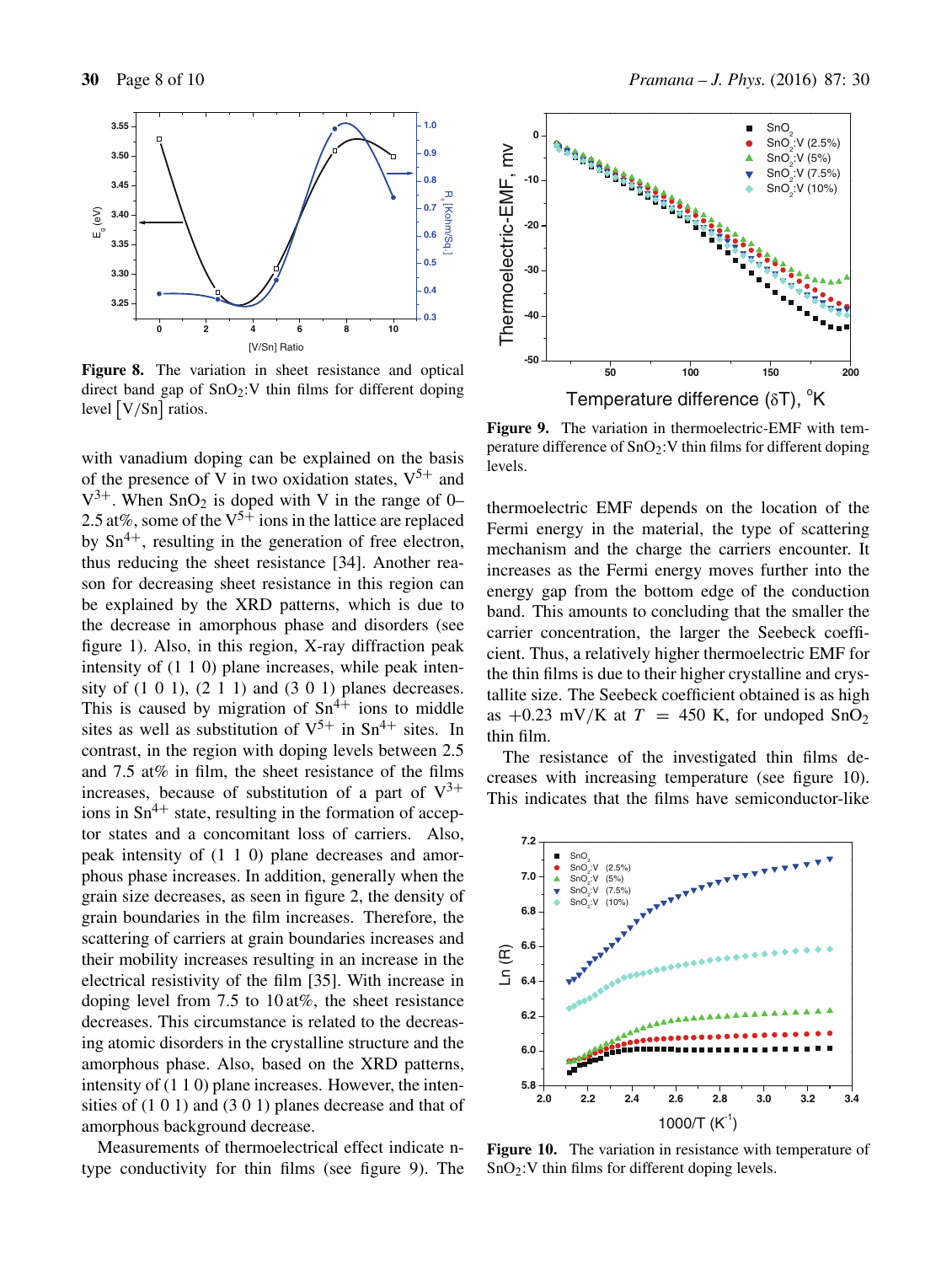**Figure 8.** The variation in sheet resistance and optical direct band gap of $SnO_2$:V thin films for different doping level $\lceil V/Sn \rceil$ ratios.

with vanadium doping can be explained on the basis of the presence of V in two oxidation states, $V^{5+}$ and $V^{3+}$. When $SnO_2$ is doped with V in the range of 0–2.5 at%, some of the $V^{5+}$ ions in the lattice are replaced by $Sn^{4+}$, resulting in the generation of free electron, thus reducing the sheet resistance [34]. Another reason for decreasing sheet resistance in this region can be explained by the XRD patterns, which is due to the decrease in amorphous phase and disorders (see figure 1). Also, in this region, X-ray diffraction peak intensity of (1 1 0) plane increases, while peak intensity of (1 0 1), (2 1 1) and (3 0 1) planes decreases. This is caused by migration of $Sn^{4+}$ ions to middle sites as well as substitution of $V^{5+}$ in $Sn^{4+}$ sites. In contrast, in the region with doping levels between 2.5 and 7.5 at% in film, the sheet resistance of the films increases, because of substitution of a part of $V^{3+}$ ions in $Sn^{4+}$ state, resulting in the formation of acceptor states and a concomitant loss of carriers. Also, peak intensity of (1 1 0) plane decreases and amorphous phase increases. In addition, generally when the grain size decreases, as seen in figure 2, the density of grain boundaries in the film increases. Therefore, the scattering of carriers at grain boundaries increases and their mobility increases resulting in an increase in the electrical resistivity of the film [35]. With increase in doping level from 7.5 to 10 at%, the sheet resistance decreases. This circumstance is related to the decreasing atomic disorders in the crystalline structure and the amorphous phase. Also, based on the XRD patterns, intensity of (1 1 0) plane increases. However, the intensities of (1 0 1) and (3 0 1) planes decrease and that of amorphous background decrease.

Measurements of thermoelectrical effect indicate n-type conductivity for thin films (see figure 9). The thermoelectric EMF depends on the location of the Fermi energy in the material, the type of scattering mechanism and the charge the carriers encounter. It increases as the Fermi energy moves further into the energy gap from the bottom edge of the conduction band. This amounts to concluding that the smaller the carrier concentration, the larger the Seebeck coefficient. Thus, a relatively higher thermoelectric EMF for the thin films is due to their higher crystalline and crystallite size. The Seebeck coefficient obtained is as high as +0.23 mV/K at $T = 450$ K, for undoped $SnO_2$ thin film.

**Figure 9.** The variation in thermoelectric-EMF with temperature difference of $SnO_2$:V thin films for different doping levels.

The resistance of the investigated thin films decreases with increasing temperature (see figure 10). This indicates that the films have semiconductor-like

**Figure 10.** The variation in resistance with temperature of $SnO_2$:V thin films for different doping levels.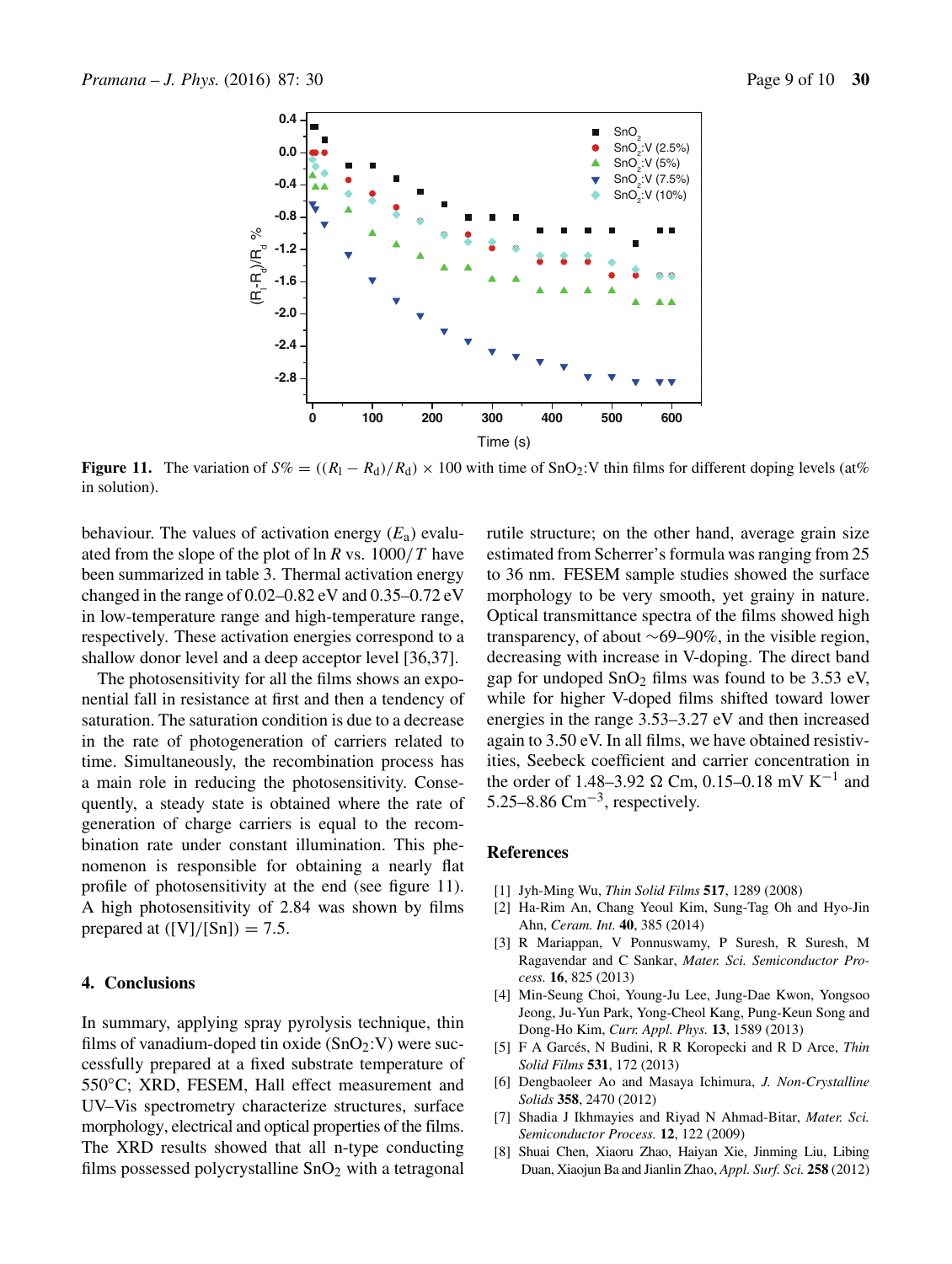**Figure 11.** The variation of $S\% = ((R_l - R_d)/R_d) \times 100$ with time of $SnO_2$:V thin films for different doping levels (at% in solution).

behaviour. The values of activation energy ($E_a$) evaluated from the slope of the plot of ln $R$ vs. $1000/T$ have been summarized in table 3. Thermal activation energy changed in the range of 0.02–0.82 eV and 0.35–0.72 eV in low-temperature range and high-temperature range, respectively. These activation energies correspond to a shallow donor level and a deep acceptor level [36,37].

The photosensitivity for all the films shows an exponential fall in resistance at first and then a tendency of saturation. The saturation condition is due to a decrease in the rate of photogeneration of carriers related to time. Simultaneously, the recombination process has a main role in reducing the photosensitivity. Consequently, a steady state is obtained where the rate of generation of charge carriers is equal to the recombination rate under constant illumination. This phenomenon is responsible for obtaining a nearly flat profile of photosensitivity at the end (see figure 11). A high photosensitivity of 2.84 was shown by films prepared at ([V]/[Sn]) = 7.5.

## 4. Conclusions

In summary, applying spray pyrolysis technique, thin films of vanadium-doped tin oxide ($SnO_2$:V) were successfully prepared at a fixed substrate temperature of 550°C; XRD, FESEM, Hall effect measurement and UV–Vis spectrometry characterize structures, surface morphology, electrical and optical properties of the films. The XRD results showed that all n-type conducting films possessed polycrystalline $SnO_2$ with a tetragonal rutile structure; on the other hand, average grain size estimated from Scherrer's formula was ranging from 25 to 36 nm. FESEM sample studies showed the surface morphology to be very smooth, yet grainy in nature. Optical transmittance spectra of the films showed high transparency, of about ∼69–90%, in the visible region, decreasing with increase in V-doping. The direct band gap for undoped $SnO_2$ films was found to be 3.53 eV, while for higher V-doped films shifted toward lower energies in the range 3.53–3.27 eV and then increased again to 3.50 eV. In all films, we have obtained resistivities, Seebeck coefficient and carrier concentration in the order of 1.48–3.92 Ω Cm, 0.15–0.18 mV $K^{-1}$ and 5.25–8.86 $Cm^{-3}$, respectively.

## References

[1] Jyh-Ming Wu, *Thin Solid Films* **517**, 1289 (2008)

[2] Ha-Rim An, Chang Yeoul Kim, Sung-Tag Oh and Hyo-Jin Ahn, *Ceram. Int.* **40**, 385 (2014)

[3] R Mariappan, V Ponnuswamy, P Suresh, R Suresh, M Ragavendar and C Sankar, *Mater. Sci. Semiconductor Process.* **16**, 825 (2013)

[4] Min-Seung Choi, Young-Ju Lee, Jung-Dae Kwon, Yongsoo Jeong, Ju-Yun Park, Yong-Cheol Kang, Pung-Keun Song and Dong-Ho Kim, *Curr. Appl. Phys.* **13**, 1589 (2013)

[5] F A Garcés, N Budini, R R Koropecki and R D Arce, *Thin Solid Films* **531**, 172 (2013)

[6] Dengbaoleer Ao and Masaya Ichimura, *J. Non-Crystalline Solids* **358**, 2470 (2012)

[7] Shadia J Ikhmayies and Riyad N Ahmad-Bitar, *Mater. Sci. Semiconductor Process.* **12**, 122 (2009)

[8] Shuai Chen, Xiaoru Zhao, Haiyan Xie, Jinming Liu, Libing Duan, Xiaojun Ba and Jianlin Zhao, *Appl. Surf. Sci.* **258** (2012)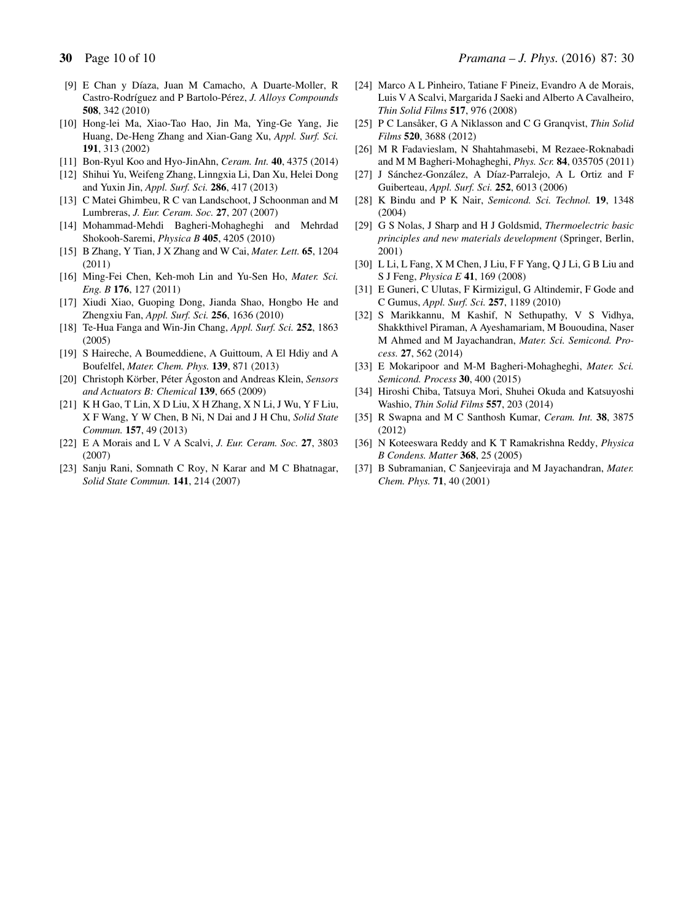[9] E Chan y Díaza, Juan M Camacho, A Duarte-Moller, R Castro-Rodríguez and P Bartolo-Pérez, *J. Alloys Compounds* **508**, 342 (2010)

[10] Hong-lei Ma, Xiao-Tao Hao, Jin Ma, Ying-Ge Yang, Jie Huang, De-Heng Zhang and Xian-Gang Xu, *Appl. Surf. Sci.* **191**, 313 (2002)

[11] Bon-Ryul Koo and Hyo-JinAhn, *Ceram. Int.* **40**, 4375 (2014)

[12] Shihui Yu, Weifeng Zhang, Linngxia Li, Dan Xu, Helei Dong and Yuxin Jin, *Appl. Surf. Sci.* **286**, 417 (2013)

[13] C Matei Ghimbeu, R C van Landschoot, J Schoonman and M Lumbreras, *J. Eur. Ceram. Soc.* **27**, 207 (2007)

[14] Mohammad-Mehdi Bagheri-Mohagheghi and Mehrdad Shokooh-Saremi, *Physica B* **405**, 4205 (2010)

[15] B Zhang, Y Tian, J X Zhang and W Cai, *Mater. Lett.* **65**, 1204 (2011)

[16] Ming-Fei Chen, Keh-moh Lin and Yu-Sen Ho, *Mater. Sci. Eng. B* **176**, 127 (2011)

[17] Xiudi Xiao, Guoping Dong, Jianda Shao, Hongbo He and Zhengxiu Fan, *Appl. Surf. Sci.* **256**, 1636 (2010)

[18] Te-Hua Fanga and Win-Jin Chang, *Appl. Surf. Sci.* **252**, 1863 (2005)

[19] S Haireche, A Boumeddiene, A Guittoum, A El Hdiy and A Boufelfel, *Mater. Chem. Phys.* **139**, 871 (2013)

[20] Christoph Körber, Péter Ágoston and Andreas Klein, *Sensors and Actuators B: Chemical* **139**, 665 (2009)

[21] K H Gao, T Lin, X D Liu, X H Zhang, X N Li, J Wu, Y F Liu, X F Wang, Y W Chen, B Ni, N Dai and J H Chu, *Solid State Commun.* **157**, 49 (2013)

[22] E A Morais and L V A Scalvi, *J. Eur. Ceram. Soc.* **27**, 3803 (2007)

[23] Sanju Rani, Somnath C Roy, N Karar and M C Bhatnagar, *Solid State Commun.* **141**, 214 (2007)

[24] Marco A L Pinheiro, Tatiane F Pineiz, Evandro A de Morais, Luis V A Scalvi, Margarida J Saeki and Alberto A Cavalheiro, *Thin Solid Films* **517**, 976 (2008)

[25] P C Lansåker, G A Niklasson and C G Granqvist, *Thin Solid Films* **520**, 3688 (2012)

[26] M R Fadavieslam, N Shahtahmasebi, M Rezaee-Roknabadi and M M Bagheri-Mohagheghi, *Phys. Scr.* **84**, 035705 (2011)

[27] J Sánchez-González, A Díaz-Parralejo, A L Ortiz and F Guiberteau, *Appl. Surf. Sci.* **252**, 6013 (2006)

[28] K Bindu and P K Nair, *Semicond. Sci. Technol.* **19**, 1348 (2004)

[29] G S Nolas, J Sharp and H J Goldsmid, *Thermoelectric basic principles and new materials development* (Springer, Berlin, 2001)

[30] L Li, L Fang, X M Chen, J Liu, F F Yang, Q J Li, G B Liu and S J Feng, *Physica E* **41**, 169 (2008)

[31] E Guneri, C Ulutas, F Kirmizigul, G Altindemir, F Gode and C Gumus, *Appl. Surf. Sci.* **257**, 1189 (2010)

[32] S Marikkannu, M Kashif, N Sethupathy, V S Vidhya, Shakkthivel Piraman, A Ayeshamariam, M Bououdina, Naser M Ahmed and M Jayachandran, *Mater. Sci. Semicond. Process.* **27**, 562 (2014)

[33] E Mokaripoor and M-M Bagheri-Mohagheghi, *Mater. Sci. Semicond. Process* **30**, 400 (2015)

[34] Hiroshi Chiba, Tatsuya Mori, Shuhei Okuda and Katsuyoshi Washio, *Thin Solid Films* **557**, 203 (2014)

[35] R Swapna and M C Santhosh Kumar, *Ceram. Int.* **38**, 3875 (2012)

[36] N Koteeswara Reddy and K T Ramakrishna Reddy, *Physica B Condens. Matter* **368**, 25 (2005)

[37] B Subramanian, C Sanjeeviraja and M Jayachandran, *Mater. Chem. Phys.* **71**, 40 (2001)